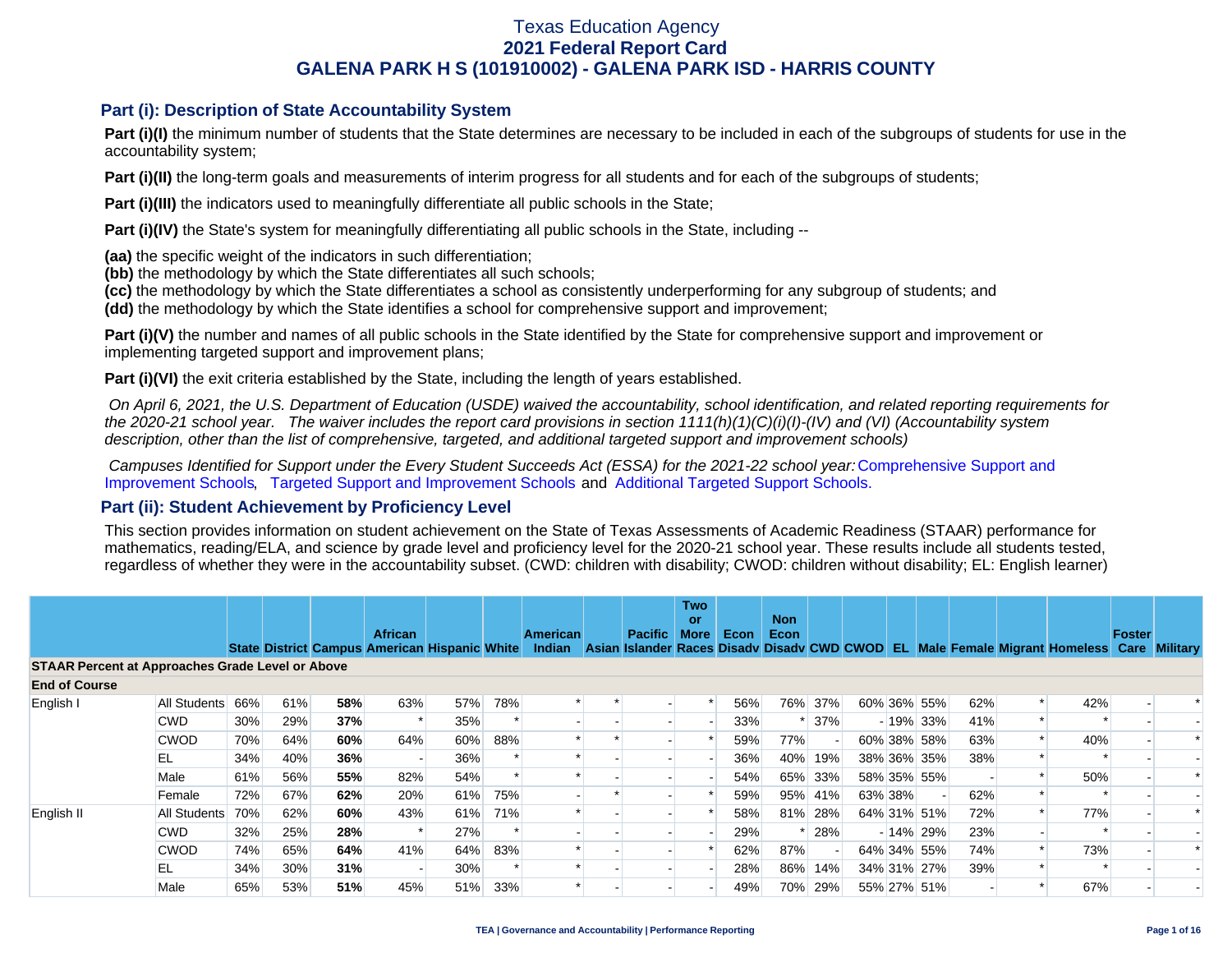# Texas Education Agency
## 2021 Federal Report Card
## GALENA PARK H S (101910002) - GALENA PARK ISD - HARRIS COUNTY

### Part (i): Description of State Accountability System

**Part (i)(I)** the minimum number of students that the State determines are necessary to be included in each of the subgroups of students for use in the accountability system;

**Part (i)(II)** the long-term goals and measurements of interim progress for all students and for each of the subgroups of students;

**Part (i)(III)** the indicators used to meaningfully differentiate all public schools in the State;

**Part (i)(IV)** the State's system for meaningfully differentiating all public schools in the State, including --

**(aa)** the specific weight of the indicators in such differentiation;
**(bb)** the methodology by which the State differentiates all such schools;
**(cc)** the methodology by which the State differentiates a school as consistently underperforming for any subgroup of students; and
**(dd)** the methodology by which the State identifies a school for comprehensive support and improvement;

**Part (i)(V)** the number and names of all public schools in the State identified by the State for comprehensive support and improvement or implementing targeted support and improvement plans;

**Part (i)(VI)** the exit criteria established by the State, including the length of years established.

*On April 6, 2021, the U.S. Department of Education (USDE) waived the accountability, school identification, and related reporting requirements for the 2020-21 school year. The waiver includes the report card provisions in section 1111(h)(1)(C)(i)(I)-(IV) and (VI) (Accountability system description, other than the list of comprehensive, targeted, and additional targeted support and improvement schools)*

*Campuses Identified for Support under the Every Student Succeeds Act (ESSA) for the 2021-22 school year:* Comprehensive Support and Improvement Schools, Targeted Support and Improvement Schools and Additional Targeted Support Schools.

### Part (ii): Student Achievement by Proficiency Level

This section provides information on student achievement on the State of Texas Assessments of Academic Readiness (STAAR) performance for mathematics, reading/ELA, and science by grade level and proficiency level for the 2020-21 school year. These results include all students tested, regardless of whether they were in the accountability subset. (CWD: children with disability; CWOD: children without disability; EL: English learner)

| | | State | District | Campus | African American | Hispanic | White | American Indian | Asian | Pacific Islander | Two or More Races | Econ Disadv | Non Econ Disadv | CWD | CWOD | EL | Male | Female | Migrant | Homeless | Foster Care | Military |
|---|---|---|---|---|---|---|---|---|---|---|---|---|---|---|---|---|---|---|---|---|---|---|
| **STAAR Percent at Approaches Grade Level or Above** | | | | | | | | | | | | | | | | | | | | | | |
| **End of Course** | | | | | | | | | | | | | | | | | | | | | | |
| English I | All Students | 66% | 61% | **58%** | 63% | 57% | 78% | * | * | - | * | 56% | 76% | 37% | 60% | 36% | 55% | 62% | * | 42% | - | * |
| | CWD | 30% | 29% | **37%** | * | 35% | * | - | - | - | - | 33% | * | 37% | - | 19% | 33% | 41% | * | * | - | - |
| | CWOD | 70% | 64% | **60%** | 64% | 60% | 88% | * | * | - | * | 59% | 77% | - | 60% | 38% | 58% | 63% | * | 40% | - | * |
| | EL | 34% | 40% | **36%** | - | 36% | * | * | - | - | - | 36% | 40% | 19% | 38% | 36% | 35% | 38% | * | * | - | - |
| | Male | 61% | 56% | **55%** | 82% | 54% | * | * | - | - | - | 54% | 65% | 33% | 58% | 35% | 55% | - | * | 50% | - | * |
| | Female | 72% | 67% | **62%** | 20% | 61% | 75% | - | * | - | * | 59% | 95% | 41% | 63% | 38% | - | 62% | * | * | - | - |
| English II | All Students | 70% | 62% | **60%** | 43% | 61% | 71% | * | - | - | * | 58% | 81% | 28% | 64% | 31% | 51% | 72% | * | 77% | - | * |
| | CWD | 32% | 25% | **28%** | * | 27% | * | - | - | - | - | 29% | * | 28% | - | 14% | 29% | 23% | - | * | - | - |
| | CWOD | 74% | 65% | **64%** | 41% | 64% | 83% | * | - | - | * | 62% | 87% | - | 64% | 34% | 55% | 74% | * | 73% | - | * |
| | EL | 34% | 30% | **31%** | - | 30% | * | * | - | - | - | 28% | 86% | 14% | 34% | 31% | 27% | 39% | * | * | - | - |
| | Male | 65% | 53% | **51%** | 45% | 51% | 33% | * | - | - | - | 49% | 70% | 29% | 55% | 27% | 51% | - | * | 67% | - | - |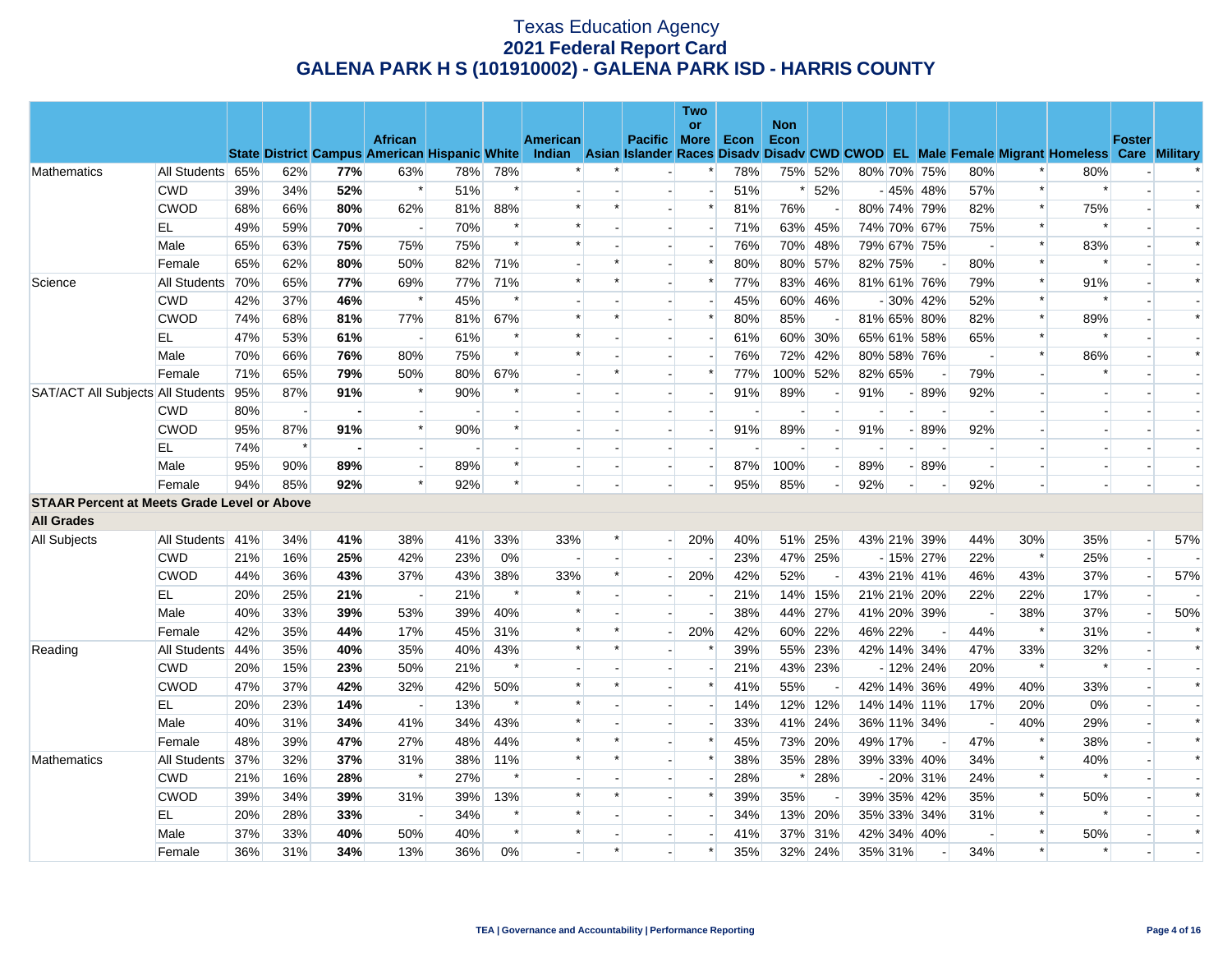# Texas Education Agency
## 2021 Federal Report Card
## GALENA PARK H S (101910002) - GALENA PARK ISD - HARRIS COUNTY

| | | State | District | Campus | African American | Hispanic | White | American Indian | Asian | Pacific Islander | Two or More Races | Econ Disadv | Non Econ Disadv | CWD | CWOD | EL | Male | Female | Migrant | Homeless | Foster Care | Military |
|---|---|---|---|---|---|---|---|---|---|---|---|---|---|---|---|---|---|---|---|---|---|---|
| Mathematics | All Students | 65% | 62% | **77%** | 63% | 78% | 78% | * | * | - | * | 78% | 75% | 52% | 80% | 70% | 75% | 80% | * | 80% | - | * |
| | CWD | 39% | 34% | **52%** | * | 51% | * | - | - | - | - | 51% | * | 52% | - | 45% | 48% | 57% | * | * | - | - |
| | CWOD | 68% | 66% | **80%** | 62% | 81% | 88% | * | * | - | * | 81% | 76% | - | 80% | 74% | 79% | 82% | * | 75% | - | * |
| | EL | 49% | 59% | **70%** | - | 70% | * | * | - | - | - | 71% | 63% | 45% | 74% | 70% | 67% | 75% | * | * | - | - |
| | Male | 65% | 63% | **75%** | 75% | 75% | * | * | - | - | - | 76% | 70% | 48% | 79% | 67% | 75% | - | * | 83% | - | * |
| | Female | 65% | 62% | **80%** | 50% | 82% | 71% | - | * | - | * | 80% | 80% | 57% | 82% | 75% | - | 80% | * | * | - | - |
| Science | All Students | 70% | 65% | **77%** | 69% | 77% | 71% | * | * | - | * | 77% | 83% | 46% | 81% | 61% | 76% | 79% | * | 91% | - | * |
| | CWD | 42% | 37% | **46%** | * | 45% | * | - | - | - | - | 45% | 60% | 46% | - | 30% | 42% | 52% | * | * | - | - |
| | CWOD | 74% | 68% | **81%** | 77% | 81% | 67% | * | * | - | * | 80% | 85% | - | 81% | 65% | 80% | 82% | * | 89% | - | * |
| | EL | 47% | 53% | **61%** | - | 61% | * | * | - | - | - | 61% | 60% | 30% | 65% | 61% | 58% | 65% | * | * | - | - |
| | Male | 70% | 66% | **76%** | 80% | 75% | * | * | - | - | - | 76% | 72% | 42% | 80% | 58% | 76% | - | * | 86% | - | * |
| | Female | 71% | 65% | **79%** | 50% | 80% | 67% | - | * | - | * | 77% | 100% | 52% | 82% | 65% | - | 79% | - | * | - | - |
| SAT/ACT All Subjects | All Students | 95% | 87% | **91%** | * | 90% | * | - | - | - | - | 91% | 89% | - | 91% | - | 89% | 92% | - | - | - | - |
| | CWD | 80% | - | **-** | - | - | - | - | - | - | - | - | - | - | - | - | - | - | - | - | - | - |
| | CWOD | 95% | 87% | **91%** | * | 90% | * | - | - | - | - | 91% | 89% | - | 91% | - | 89% | 92% | - | - | - | - |
| | EL | 74% | * | **-** | - | - | - | - | - | - | - | - | - | - | - | - | - | - | - | - | - | - |
| | Male | 95% | 90% | **89%** | - | 89% | * | - | - | - | - | 87% | 100% | - | 89% | - | 89% | - | - | - | - | - |
| | Female | 94% | 85% | **92%** | * | 92% | * | - | - | - | - | 95% | 85% | - | 92% | - | - | 92% | - | - | - | - |
| **STAAR Percent at Meets Grade Level or Above** | | | | | | | | | | | | | | | | | | | | | | |
| **All Grades** | | | | | | | | | | | | | | | | | | | | | | |
| All Subjects | All Students | 41% | 34% | **41%** | 38% | 41% | 33% | 33% | * | - | 20% | 40% | 51% | 25% | 43% | 21% | 39% | 44% | 30% | 35% | - | 57% |
| | CWD | 21% | 16% | **25%** | 42% | 23% | 0% | - | - | - | - | 23% | 47% | 25% | - | 15% | 27% | 22% | * | 25% | - | - |
| | CWOD | 44% | 36% | **43%** | 37% | 43% | 38% | 33% | * | - | 20% | 42% | 52% | - | 43% | 21% | 41% | 46% | 43% | 37% | - | 57% |
| | EL | 20% | 25% | **21%** | - | 21% | * | * | - | - | - | 21% | 14% | 15% | 21% | 21% | 20% | 22% | 22% | 17% | - | - |
| | Male | 40% | 33% | **39%** | 53% | 39% | 40% | * | - | - | - | 38% | 44% | 27% | 41% | 20% | 39% | - | 38% | 37% | - | 50% |
| | Female | 42% | 35% | **44%** | 17% | 45% | 31% | * | * | - | 20% | 42% | 60% | 22% | 46% | 22% | - | 44% | * | 31% | - | * |
| Reading | All Students | 44% | 35% | **40%** | 35% | 40% | 43% | * | * | - | * | 39% | 55% | 23% | 42% | 14% | 34% | 47% | 33% | 32% | - | * |
| | CWD | 20% | 15% | **23%** | 50% | 21% | * | - | - | - | - | 21% | 43% | 23% | - | 12% | 24% | 20% | * | * | - | - |
| | CWOD | 47% | 37% | **42%** | 32% | 42% | 50% | * | * | - | * | 41% | 55% | - | 42% | 14% | 36% | 49% | 40% | 33% | - | * |
| | EL | 20% | 23% | **14%** | - | 13% | * | * | - | - | - | 14% | 12% | 12% | 14% | 14% | 11% | 17% | 20% | 0% | - | - |
| | Male | 40% | 31% | **34%** | 41% | 34% | 43% | * | - | - | - | 33% | 41% | 24% | 36% | 11% | 34% | - | 40% | 29% | - | * |
| | Female | 48% | 39% | **47%** | 27% | 48% | 44% | * | * | - | * | 45% | 73% | 20% | 49% | 17% | - | 47% | * | 38% | - | * |
| Mathematics | All Students | 37% | 32% | **37%** | 31% | 38% | 11% | * | * | - | * | 38% | 35% | 28% | 39% | 33% | 40% | 34% | * | 40% | - | * |
| | CWD | 21% | 16% | **28%** | * | 27% | * | - | - | - | - | 28% | * | 28% | - | 20% | 31% | 24% | * | * | - | - |
| | CWOD | 39% | 34% | **39%** | 31% | 39% | 13% | * | * | - | * | 39% | 35% | - | 39% | 35% | 42% | 35% | * | 50% | - | * |
| | EL | 20% | 28% | **33%** | - | 34% | * | * | - | - | - | 34% | 13% | 20% | 35% | 33% | 34% | 31% | * | * | - | - |
| | Male | 37% | 33% | **40%** | 50% | 40% | * | * | - | - | - | 41% | 37% | 31% | 42% | 34% | 40% | - | * | 50% | - | * |
| | Female | 36% | 31% | **34%** | 13% | 36% | 0% | - | * | - | * | 35% | 32% | 24% | 35% | 31% | - | 34% | * | * | - | - |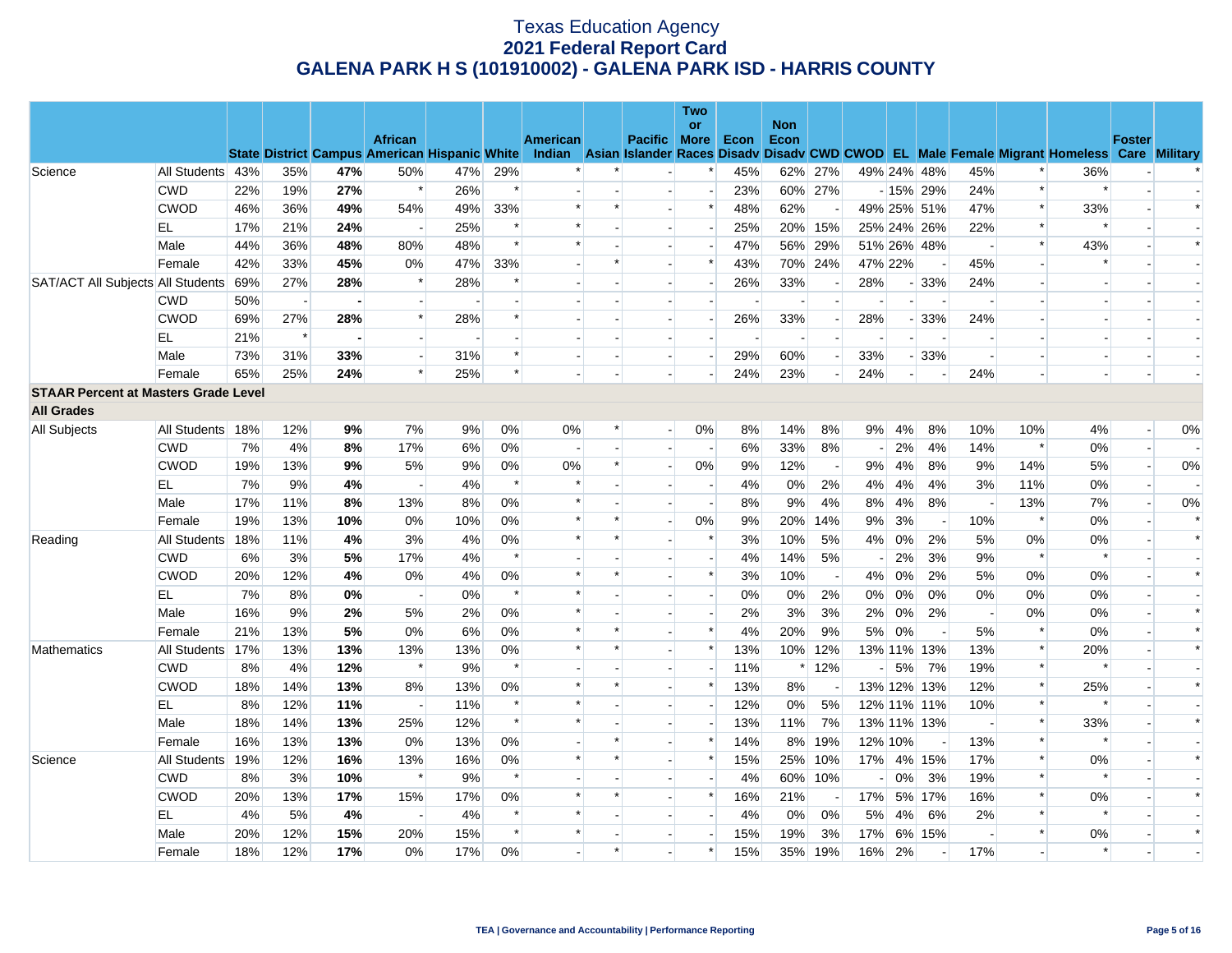# Texas Education Agency
## 2021 Federal Report Card
## GALENA PARK H S (101910002) - GALENA PARK ISD - HARRIS COUNTY

| | | State | District | Campus | African American | Hispanic | White | American Indian | Asian | Pacific Islander | Two or More Races | Econ Disadv | Non Econ Disadv | CWD | CWOD | EL | Male | Female | Migrant | Homeless | Foster Care | Military |
|---|---|---|---|---|---|---|---|---|---|---|---|---|---|---|---|---|---|---|---|---|---|---|
| Science | All Students | 43% | 35% | **47%** | 50% | 47% | 29% | * | * | - | * | 45% | 62% | 27% | 49% | 24% | 48% | 45% | * | 36% | - | * |
| | CWD | 22% | 19% | **27%** | * | 26% | * | - | - | - | - | 23% | 60% | 27% | - | 15% | 29% | 24% | * | * | - | - |
| | CWOD | 46% | 36% | **49%** | 54% | 49% | 33% | * | * | - | * | 48% | 62% | - | 49% | 25% | 51% | 47% | * | 33% | - | * |
| | EL | 17% | 21% | **24%** | - | 25% | * | * | - | - | - | 25% | 20% | 15% | 25% | 24% | 26% | 22% | * | * | - | - |
| | Male | 44% | 36% | **48%** | 80% | 48% | * | * | - | - | - | 47% | 56% | 29% | 51% | 26% | 48% | - | * | 43% | - | * |
| | Female | 42% | 33% | **45%** | 0% | 47% | 33% | - | * | - | * | 43% | 70% | 24% | 47% | 22% | - | 45% | - | * | - | - |
| SAT/ACT All Subjects | All Students | 69% | 27% | **28%** | * | 28% | * | - | - | - | - | 26% | 33% | - | 28% | - | 33% | 24% | - | - | - | - |
| | CWD | 50% | - | **-** | - | - | - | - | - | - | - | - | - | - | - | - | - | - | - | - | - | - |
| | CWOD | 69% | 27% | **28%** | * | 28% | * | - | - | - | - | 26% | 33% | - | 28% | - | 33% | 24% | - | - | - | - |
| | EL | 21% | * | **-** | - | - | - | - | - | - | - | - | - | - | - | - | - | - | - | - | - | - |
| | Male | 73% | 31% | **33%** | - | 31% | * | - | - | - | - | 29% | 60% | - | 33% | - | 33% | - | - | - | - | - |
| | Female | 65% | 25% | **24%** | * | 25% | * | - | - | - | - | 24% | 23% | - | 24% | - | - | 24% | - | - | - | - |
| **STAAR Percent at Masters Grade Level** | | | | | | | | | | | | | | | | | | | | | | |
| **All Grades** | | | | | | | | | | | | | | | | | | | | | | |
| All Subjects | All Students | 18% | 12% | **9%** | 7% | 9% | 0% | 0% | * | - | 0% | 8% | 14% | 8% | 9% | 4% | 8% | 10% | 10% | 4% | - | 0% |
| | CWD | 7% | 4% | **8%** | 17% | 6% | 0% | - | - | - | - | 6% | 33% | 8% | - | 2% | 4% | 14% | * | 0% | - | - |
| | CWOD | 19% | 13% | **9%** | 5% | 9% | 0% | 0% | * | - | 0% | 9% | 12% | - | 9% | 4% | 8% | 9% | 14% | 5% | - | 0% |
| | EL | 7% | 9% | **4%** | - | 4% | * | * | - | - | - | 4% | 0% | 2% | 4% | 4% | 4% | 3% | 11% | 0% | - | - |
| | Male | 17% | 11% | **8%** | 13% | 8% | 0% | * | - | - | - | 8% | 9% | 4% | 8% | 4% | 8% | - | 13% | 7% | - | 0% |
| | Female | 19% | 13% | **10%** | 0% | 10% | 0% | * | * | - | 0% | 9% | 20% | 14% | 9% | 3% | - | 10% | * | 0% | - | * |
| Reading | All Students | 18% | 11% | **4%** | 3% | 4% | 0% | * | * | - | * | 3% | 10% | 5% | 4% | 0% | 2% | 5% | 0% | 0% | - | * |
| | CWD | 6% | 3% | **5%** | 17% | 4% | * | - | - | - | - | 4% | 14% | 5% | - | 2% | 3% | 9% | * | * | - | - |
| | CWOD | 20% | 12% | **4%** | 0% | 4% | 0% | * | * | - | * | 3% | 10% | - | 4% | 0% | 2% | 5% | 0% | 0% | - | * |
| | EL | 7% | 8% | **0%** | - | 0% | * | * | - | - | - | 0% | 0% | 2% | 0% | 0% | 0% | 0% | 0% | 0% | - | - |
| | Male | 16% | 9% | **2%** | 5% | 2% | 0% | * | - | - | - | 2% | 3% | 3% | 2% | 0% | 2% | - | 0% | 0% | - | * |
| | Female | 21% | 13% | **5%** | 0% | 6% | 0% | * | * | - | * | 4% | 20% | 9% | 5% | 0% | - | 5% | * | 0% | - | * |
| Mathematics | All Students | 17% | 13% | **13%** | 13% | 13% | 0% | * | * | - | * | 13% | 10% | 12% | 13% | 11% | 13% | 13% | * | 20% | - | * |
| | CWD | 8% | 4% | **12%** | * | 9% | * | - | - | - | - | 11% | * | 12% | - | 5% | 7% | 19% | * | * | - | - |
| | CWOD | 18% | 14% | **13%** | 8% | 13% | 0% | * | * | - | * | 13% | 8% | - | 13% | 12% | 13% | 12% | * | 25% | - | * |
| | EL | 8% | 12% | **11%** | - | 11% | * | * | - | - | - | 12% | 0% | 5% | 12% | 11% | 11% | 10% | * | * | - | - |
| | Male | 18% | 14% | **13%** | 25% | 12% | * | * | - | - | - | 13% | 11% | 7% | 13% | 11% | 13% | - | * | 33% | - | * |
| | Female | 16% | 13% | **13%** | 0% | 13% | 0% | - | * | - | * | 14% | 8% | 19% | 12% | 10% | - | 13% | * | * | - | - |
| Science | All Students | 19% | 12% | **16%** | 13% | 16% | 0% | * | * | - | * | 15% | 25% | 10% | 17% | 4% | 15% | 17% | * | 0% | - | * |
| | CWD | 8% | 3% | **10%** | * | 9% | * | - | - | - | - | 4% | 60% | 10% | - | 0% | 3% | 19% | * | * | - | - |
| | CWOD | 20% | 13% | **17%** | 15% | 17% | 0% | * | * | - | * | 16% | 21% | - | 17% | 5% | 17% | 16% | * | 0% | - | * |
| | EL | 4% | 5% | **4%** | - | 4% | * | * | - | - | - | 4% | 0% | 0% | 5% | 4% | 6% | 2% | * | * | - | - |
| | Male | 20% | 12% | **15%** | 20% | 15% | * | * | - | - | - | 15% | 19% | 3% | 17% | 6% | 15% | - | * | 0% | - | * |
| | Female | 18% | 12% | **17%** | 0% | 17% | 0% | - | * | - | * | 15% | 35% | 19% | 16% | 2% | - | 17% | - | * | - | - |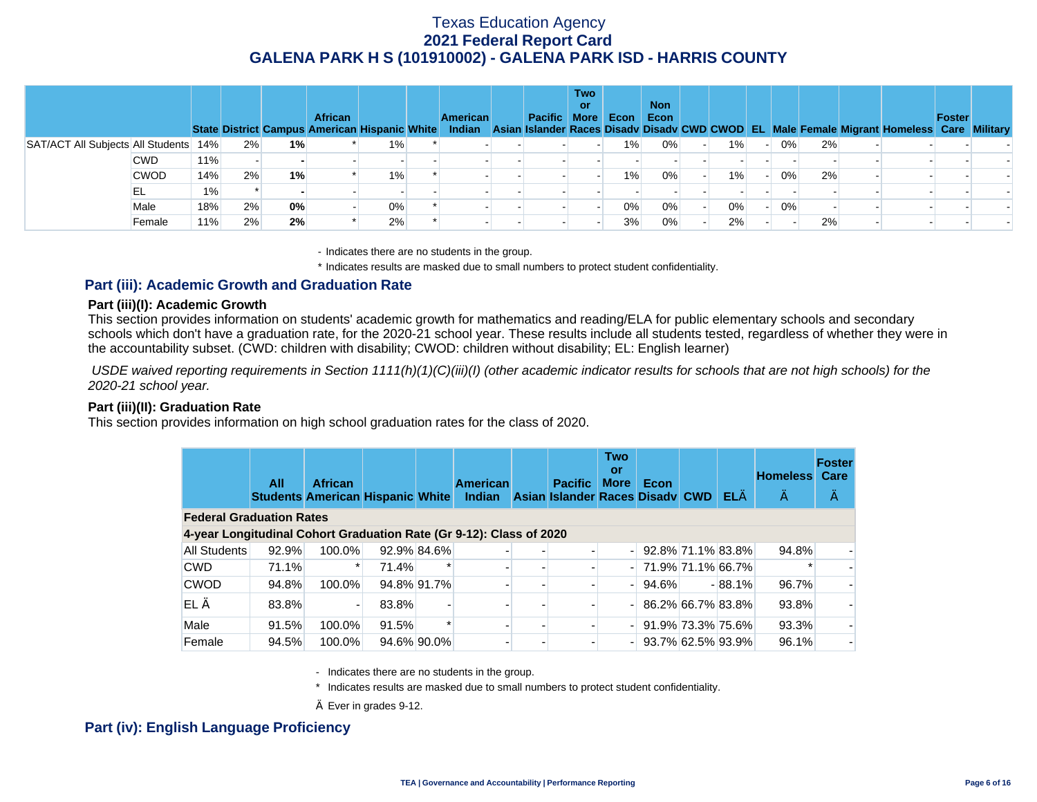# Texas Education Agency
## 2021 Federal Report Card
## GALENA PARK H S (101910002) - GALENA PARK ISD - HARRIS COUNTY

| | | State | District | Campus | African American | Hispanic | White | American Indian | Asian | Pacific Islander | Two or More Races | Econ Disadv | Non Econ Disadv | CWD | CWOD | EL | Male | Female | Migrant | Homeless | Foster Care | Military |
|---|---|---|---|---|---|---|---|---|---|---|---|---|---|---|---|---|---|---|---|---|---|---|
| SAT/ACT All Subjects | All Students | 14% | 2% | **1%** | * | 1% | * | - | - | - | - | 1% | 0% | - | 1% | - | 0% | 2% | - | - | - | - |
| | CWD | 11% | - | **-** | - | - | - | - | - | - | - | - | - | - | - | - | - | - | - | - | - | - |
| | CWOD | 14% | 2% | **1%** | * | 1% | * | - | - | - | - | 1% | 0% | - | 1% | - | 0% | 2% | - | - | - | - |
| | EL | 1% | * | **-** | - | - | - | - | - | - | - | - | - | - | - | - | - | - | - | - | - | - |
| | Male | 18% | 2% | **0%** | - | 0% | * | - | - | - | - | 0% | 0% | - | 0% | - | 0% | - | - | - | - | - |
| | Female | 11% | 2% | **2%** | * | 2% | * | - | - | - | - | 3% | 0% | - | 2% | - | - | 2% | - | - | - | - |

- Indicates there are no students in the group.

* Indicates results are masked due to small numbers to protect student confidentiality.

## Part (iii): Academic Growth and Graduation Rate

### Part (iii)(I): Academic Growth

This section provides information on students' academic growth for mathematics and reading/ELA for public elementary schools and secondary schools which don't have a graduation rate, for the 2020-21 school year. These results include all students tested, regardless of whether they were in the accountability subset. (CWD: children with disability; CWOD: children without disability; EL: English learner)

*USDE waived reporting requirements in Section 1111(h)(1)(C)(iii)(I) (other academic indicator results for schools that are not high schools) for the 2020-21 school year.*

### Part (iii)(II): Graduation Rate

This section provides information on high school graduation rates for the class of 2020.

| | All Students | African American | Hispanic | White | American Indian | Asian | Pacific Islander | Two or More Races | Econ Disadv | CWD | ELÄ | Homeless Ä | Foster Care Ä |
|---|---|---|---|---|---|---|---|---|---|---|---|---|---|
| **Federal Graduation Rates** | | | | | | | | | | | | | |
| **4-year Longitudinal Cohort Graduation Rate (Gr 9-12): Class of 2020** | | | | | | | | | | | | | |
| All Students | 92.9% | 100.0% | 92.9% | 84.6% | - | - | - | - | 92.8% | 71.1% | 83.8% | 94.8% | - |
| CWD | 71.1% | * | 71.4% | * | - | - | - | - | 71.9% | 71.1% | 66.7% | * | - |
| CWOD | 94.8% | 100.0% | 94.8% | 91.7% | - | - | - | - | 94.6% | - | 88.1% | 96.7% | - |
| EL Ä | 83.8% | - | 83.8% | - | - | - | - | - | 86.2% | 66.7% | 83.8% | 93.8% | - |
| Male | 91.5% | 100.0% | 91.5% | * | - | - | - | - | 91.9% | 73.3% | 75.6% | 93.3% | - |
| Female | 94.5% | 100.0% | 94.6% | 90.0% | - | - | - | - | 93.7% | 62.5% | 93.9% | 96.1% | - |

- Indicates there are no students in the group.

* Indicates results are masked due to small numbers to protect student confidentiality.

Ä Ever in grades 9-12.

## Part (iv): English Language Proficiency